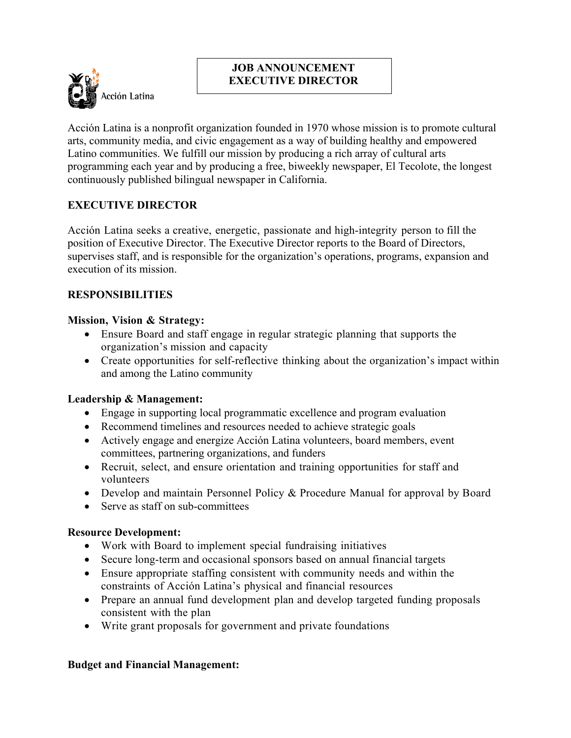Acción Latina

# JOB ANNOUNCEMENT
# EXECUTIVE DIRECTOR

Acción Latina is a nonprofit organization founded in 1970 whose mission is to promote cultural arts, community media, and civic engagement as a way of building healthy and empowered Latino communities. We fulfill our mission by producing a rich array of cultural arts programming each year and by producing a free, biweekly newspaper, El Tecolote, the longest continuously published bilingual newspaper in California.

## EXECUTIVE DIRECTOR

Acción Latina seeks a creative, energetic, passionate and high-integrity person to fill the position of Executive Director. The Executive Director reports to the Board of Directors, supervises staff, and is responsible for the organization's operations, programs, expansion and execution of its mission.

## RESPONSIBILITIES

### Mission, Vision & Strategy:

- Ensure Board and staff engage in regular strategic planning that supports the organization's mission and capacity
- Create opportunities for self-reflective thinking about the organization's impact within and among the Latino community

### Leadership & Management:

- Engage in supporting local programmatic excellence and program evaluation
- Recommend timelines and resources needed to achieve strategic goals
- Actively engage and energize Acción Latina volunteers, board members, event committees, partnering organizations, and funders
- Recruit, select, and ensure orientation and training opportunities for staff and volunteers
- Develop and maintain Personnel Policy & Procedure Manual for approval by Board
- Serve as staff on sub-committees

### Resource Development:

- Work with Board to implement special fundraising initiatives
- Secure long-term and occasional sponsors based on annual financial targets
- Ensure appropriate staffing consistent with community needs and within the constraints of Acción Latina's physical and financial resources
- Prepare an annual fund development plan and develop targeted funding proposals consistent with the plan
- Write grant proposals for government and private foundations

### Budget and Financial Management: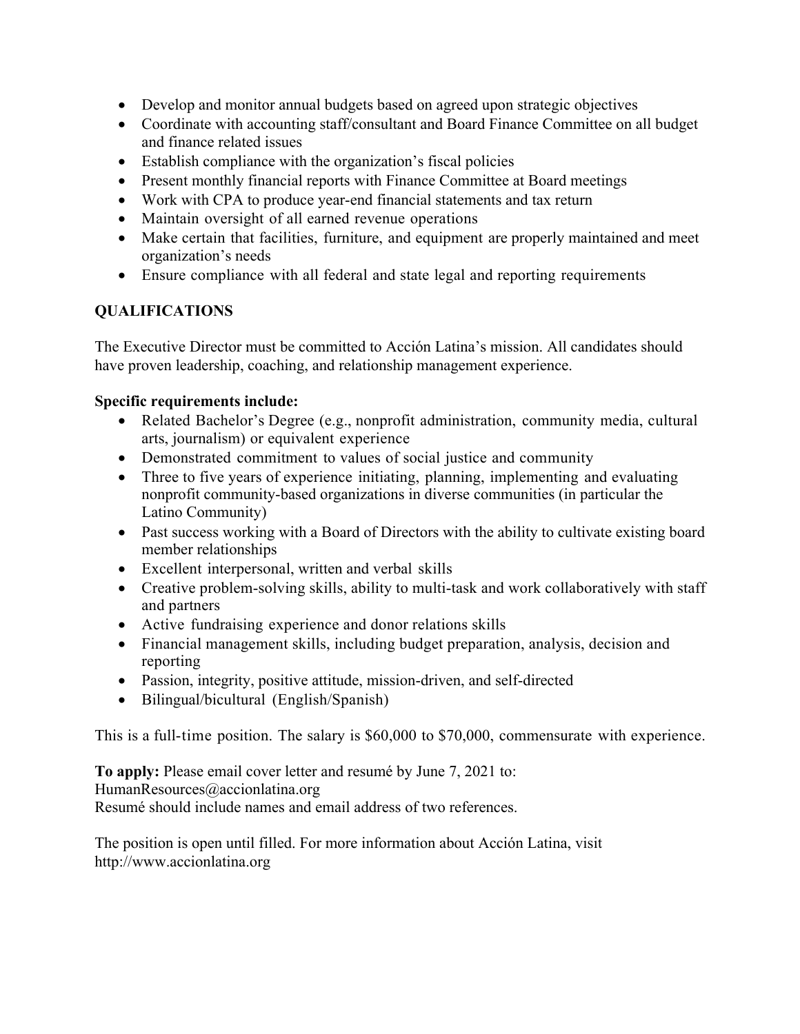- Develop and monitor annual budgets based on agreed upon strategic objectives
- Coordinate with accounting staff/consultant and Board Finance Committee on all budget and finance related issues
- Establish compliance with the organization's fiscal policies
- Present monthly financial reports with Finance Committee at Board meetings
- Work with CPA to produce year-end financial statements and tax return
- Maintain oversight of all earned revenue operations
- Make certain that facilities, furniture, and equipment are properly maintained and meet organization's needs
- Ensure compliance with all federal and state legal and reporting requirements

**QUALIFICATIONS**

The Executive Director must be committed to Acción Latina's mission. All candidates should have proven leadership, coaching, and relationship management experience.

**Specific requirements include:**

- Related Bachelor's Degree (e.g., nonprofit administration, community media, cultural arts, journalism) or equivalent experience
- Demonstrated commitment to values of social justice and community
- Three to five years of experience initiating, planning, implementing and evaluating nonprofit community-based organizations in diverse communities (in particular the Latino Community)
- Past success working with a Board of Directors with the ability to cultivate existing board member relationships
- Excellent interpersonal, written and verbal skills
- Creative problem-solving skills, ability to multi-task and work collaboratively with staff and partners
- Active fundraising experience and donor relations skills
- Financial management skills, including budget preparation, analysis, decision and reporting
- Passion, integrity, positive attitude, mission-driven, and self-directed
- Bilingual/bicultural (English/Spanish)

This is a full-time position. The salary is $60,000 to $70,000, commensurate with experience.

**To apply:** Please email cover letter and resumé by June 7, 2021 to:
HumanResources@accionlatina.org
Resumé should include names and email address of two references.

The position is open until filled. For more information about Acción Latina, visit http://www.accionlatina.org